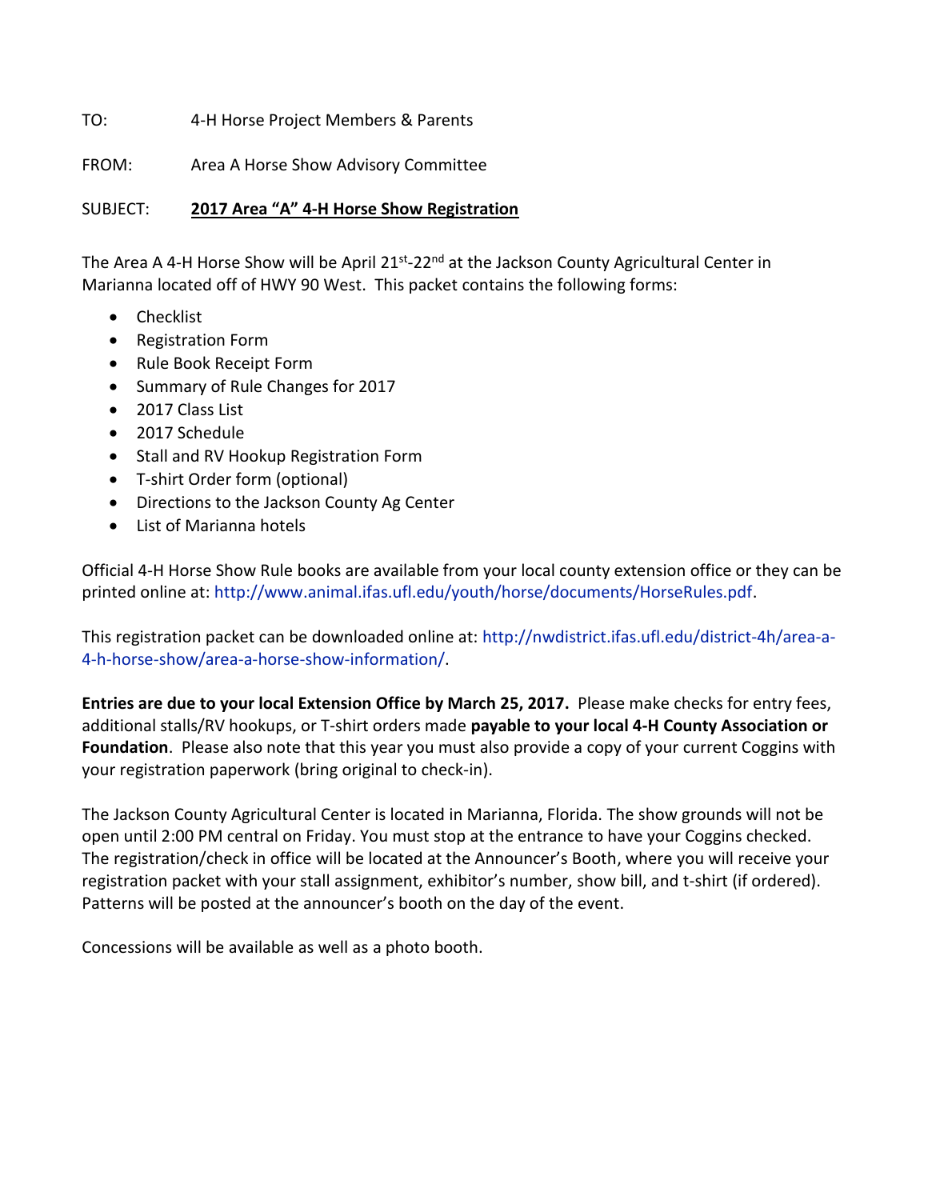TO: 4-H Horse Project Members & Parents

FROM: Area A Horse Show Advisory Committee

SUBJECT: **2017 Area "A" 4-H Horse Show Registration**

The Area A 4-H Horse Show will be April 21st-22nd at the Jackson County Agricultural Center in Marianna located off of HWY 90 West. This packet contains the following forms:

- Checklist
- Registration Form
- Rule Book Receipt Form
- Summary of Rule Changes for 2017
- 2017 Class List
- 2017 Schedule
- Stall and RV Hookup Registration Form
- T-shirt Order form (optional)
- Directions to the Jackson County Ag Center
- List of Marianna hotels

Official 4-H Horse Show Rule books are available from your local county extension office or they can be printed online at: http://www.animal.ifas.ufl.edu/youth/horse/documents/HorseRules.pdf.

This registration packet can be downloaded online at: http://nwdistrict.ifas.ufl.edu/district-4h/area-a-4-h-horse-show/area-a-horse-show-information/.

**Entries are due to your local Extension Office by March 25, 2017.** Please make checks for entry fees, additional stalls/RV hookups, or T-shirt orders made **payable to your local 4-H County Association or Foundation**. Please also note that this year you must also provide a copy of your current Coggins with your registration paperwork (bring original to check-in).

The Jackson County Agricultural Center is located in Marianna, Florida. The show grounds will not be open until 2:00 PM central on Friday. You must stop at the entrance to have your Coggins checked. The registration/check in office will be located at the Announcer's Booth, where you will receive your registration packet with your stall assignment, exhibitor's number, show bill, and t-shirt (if ordered). Patterns will be posted at the announcer's booth on the day of the event.

Concessions will be available as well as a photo booth.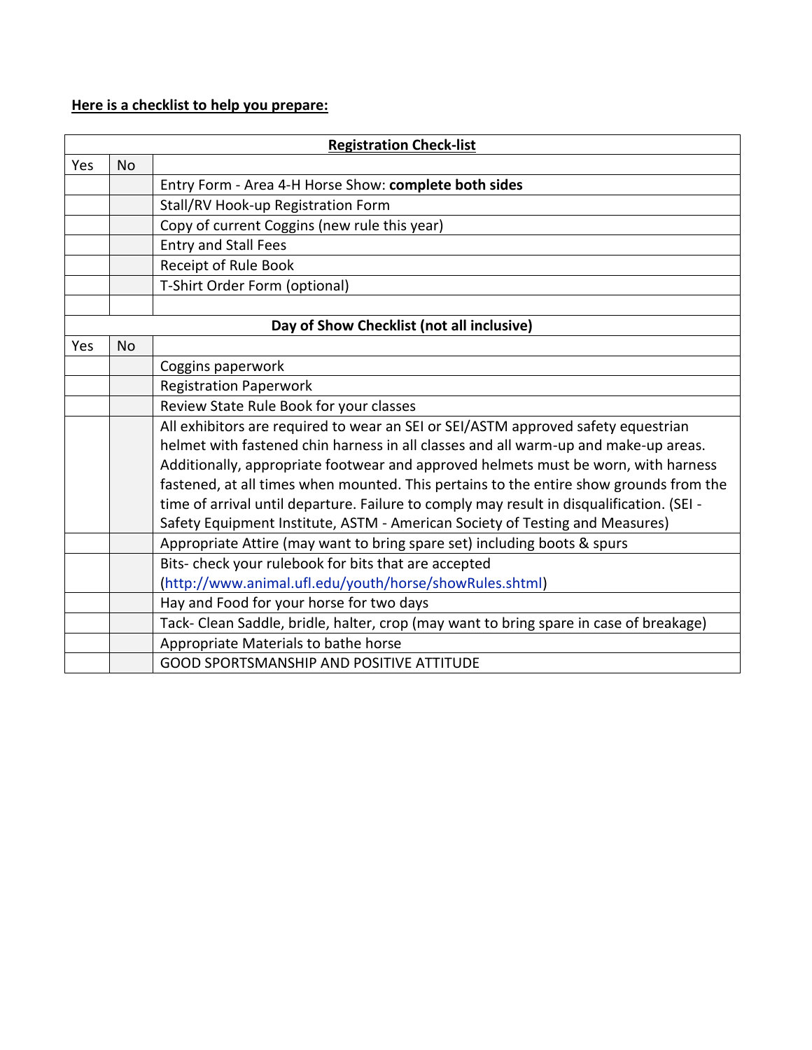**<u>Here is a checklist to help you prepare:</u>**

| | | |
|---|---|---|
| **<u>Registration Check-list</u>** | | |
| Yes | No | |
| | | Entry Form - Area 4-H Horse Show: **complete both sides** |
| | | Stall/RV Hook-up Registration Form |
| | | Copy of current Coggins (new rule this year) |
| | | Entry and Stall Fees |
| | | Receipt of Rule Book |
| | | T-Shirt Order Form (optional) |
| | | |
| **Day of Show Checklist (not all inclusive)** | | |
| Yes | No | |
| | | Coggins paperwork |
| | | Registration Paperwork |
| | | Review State Rule Book for your classes |
| | | All exhibitors are required to wear an SEI or SEI/ASTM approved safety equestrian helmet with fastened chin harness in all classes and all warm-up and make-up areas. Additionally, appropriate footwear and approved helmets must be worn, with harness fastened, at all times when mounted. This pertains to the entire show grounds from the time of arrival until departure. Failure to comply may result in disqualification. (SEI - Safety Equipment Institute, ASTM - American Society of Testing and Measures) |
| | | Appropriate Attire (may want to bring spare set) including boots & spurs |
| | | Bits- check your rulebook for bits that are accepted (http://www.animal.ufl.edu/youth/horse/showRules.shtml) |
| | | Hay and Food for your horse for two days |
| | | Tack- Clean Saddle, bridle, halter, crop (may want to bring spare in case of breakage) |
| | | Appropriate Materials to bathe horse |
| | | GOOD SPORTSMANSHIP AND POSITIVE ATTITUDE |